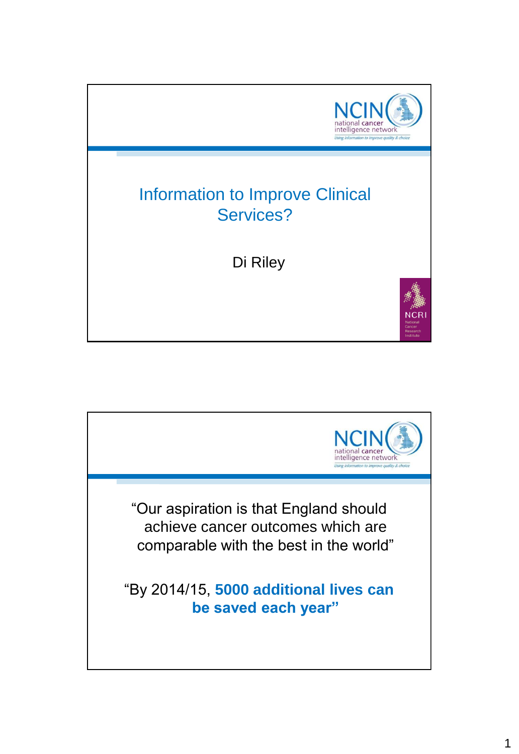# Information to Improve Clinical Services?

Di Riley

---

"Our aspiration is that England should achieve cancer outcomes which are comparable with the best in the world"

"By 2014/15, **5000 additional lives can be saved each year"**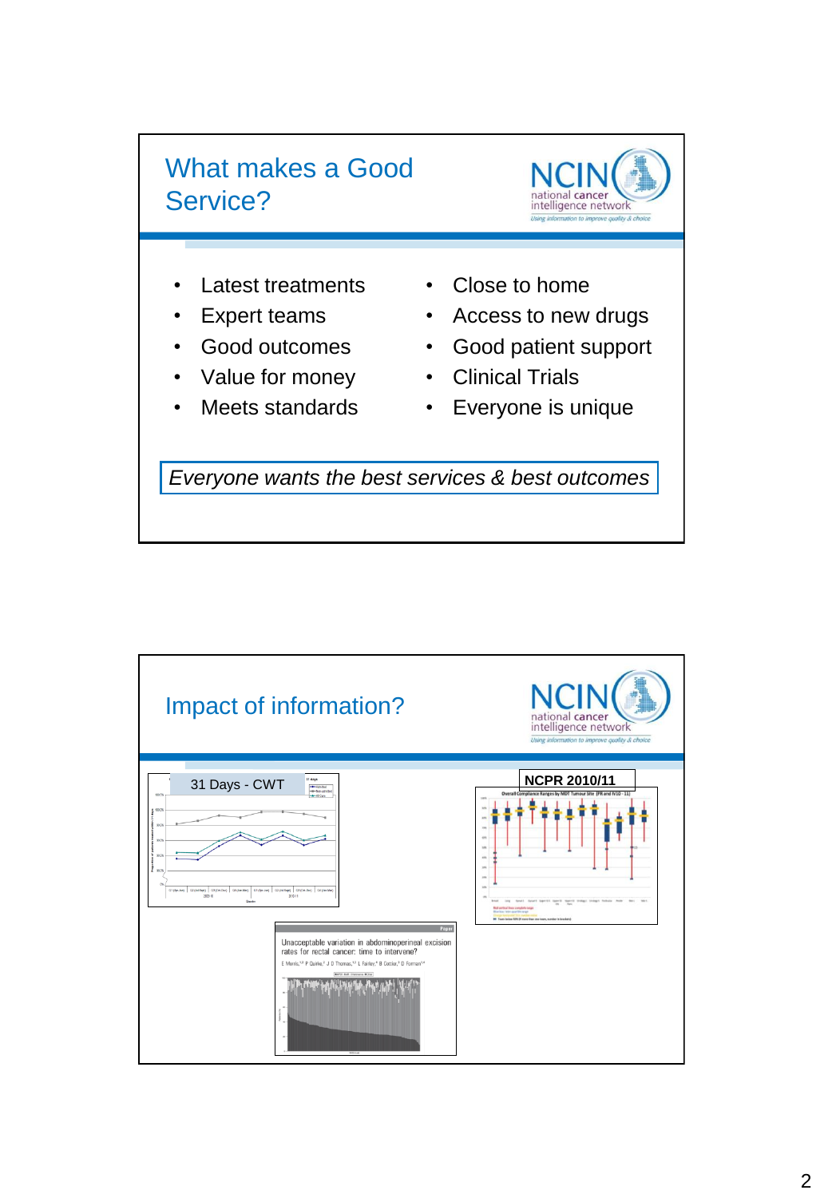## What makes a Good Service?

NCIN national cancer intelligence network
*Using information to improve quality & choice*

- Latest treatments
- Expert teams
- Good outcomes
- Value for money
- Meets standards
- Close to home
- Access to new drugs
- Good patient support
- Clinical Trials
- Everyone is unique

*Everyone wants the best services & best outcomes*

## Impact of information?

NCIN national cancer intelligence network
*Using information to improve quality & choice*

31 Days - CWT

NCPR 2010/11

Unacceptable variation in abdominoperineal excision rates for rectal cancer: time to intervene?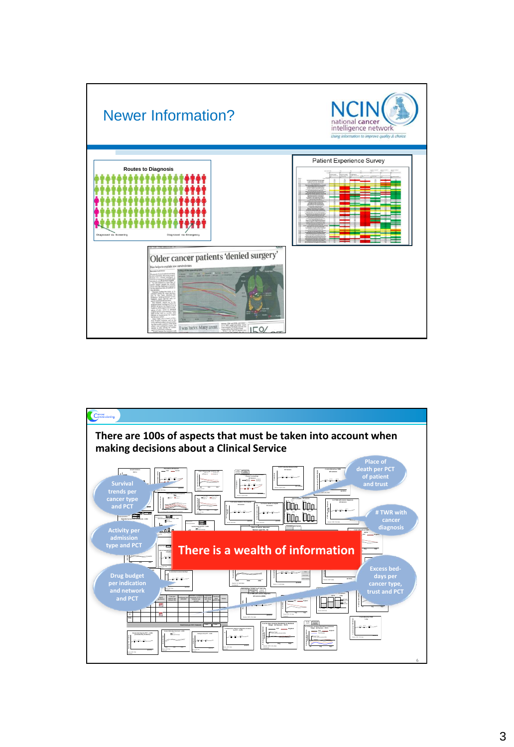## Newer Information?

NCIN national cancer intelligence network
*Using information to improve quality & choice*

Routes to Diagnosis

Diagnosed via Screening — Diagnosed via Emergency

Patient Experience Survey

Older cancer patients 'denied surgery'

---

## There are 100s of aspects that must be taken into account when making decisions about a Clinical Service

- Survival trends per cancer type and PCT
- Activity per admission type and PCT
- Drug budget per indication and network and PCT
- Place of death per PCT of patient and trust
- # TWR with cancer diagnosis
- Excess bed-days per cancer type, trust and PCT

**There is a wealth of information**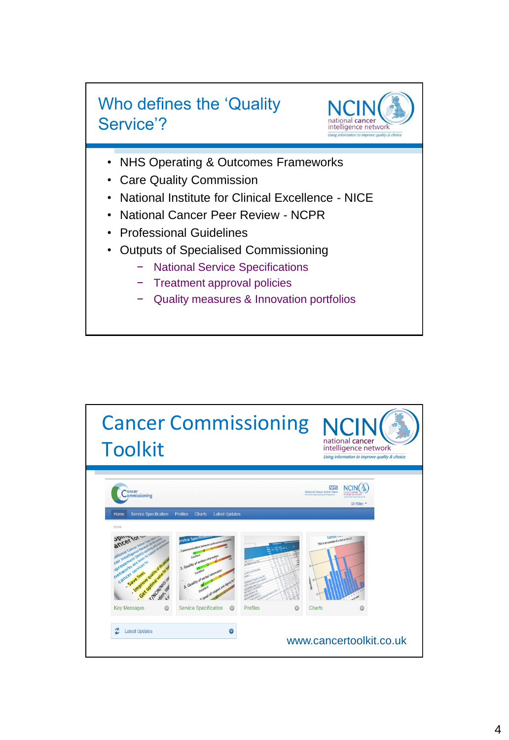## Who defines the 'Quality Service'?

- NHS Operating & Outcomes Frameworks
- Care Quality Commission
- National Institute for Clinical Excellence - NICE
- National Cancer Peer Review - NCPR
- Professional Guidelines
- Outputs of Specialised Commissioning
  - National Service Specifications
  - Treatment approval policies
  - Quality measures & Innovation portfolios

## Cancer Commissioning Toolkit

www.cancertoolkit.co.uk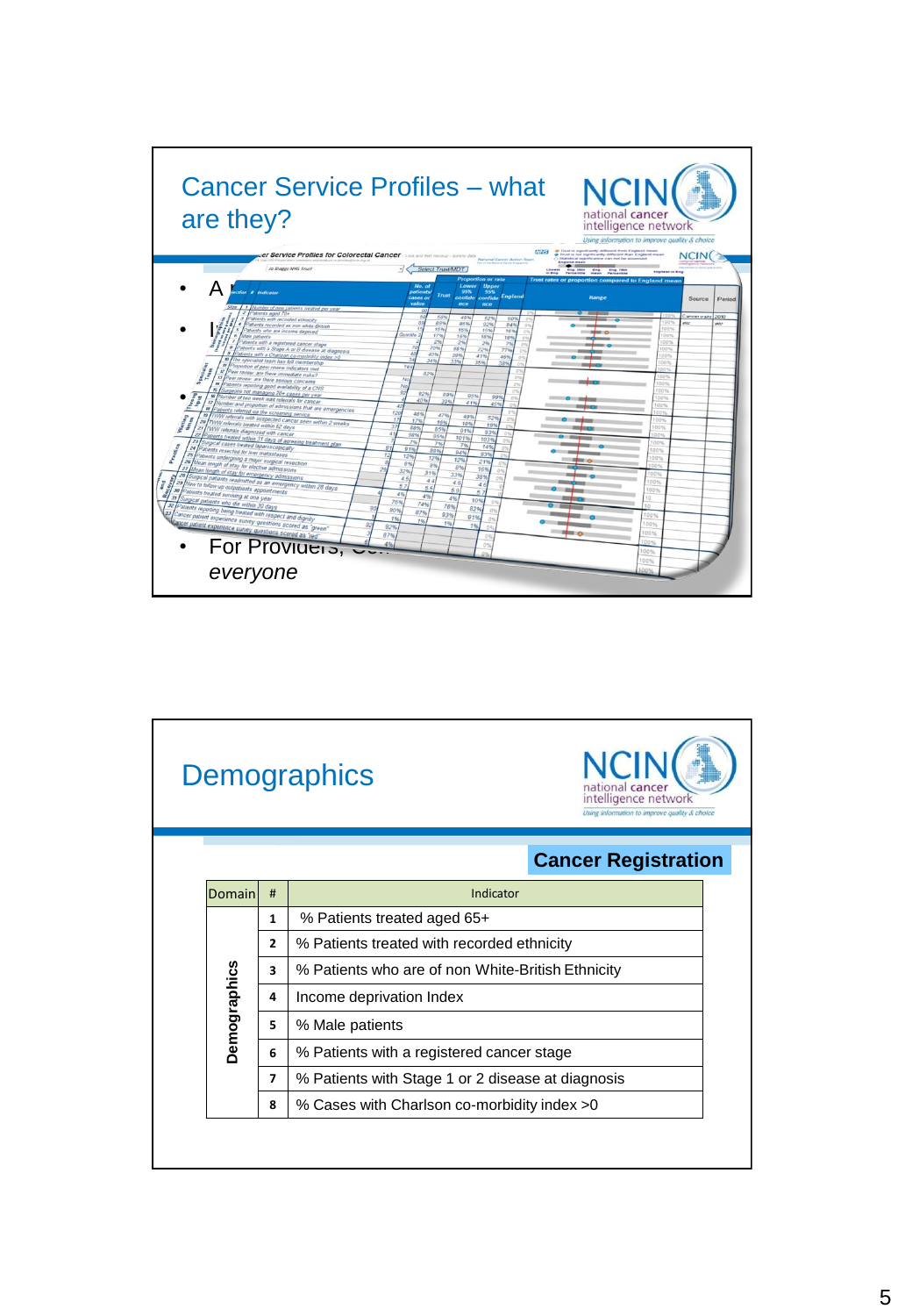# Cancer Service Profiles – what are they?

NCIN national cancer intelligence network — *Using information to improve quality & choice*

- A
- I
- For Providers, Com... *everyone*

# Demographics

NCIN national cancer intelligence network — *Using information to improve quality & choice*

**Cancer Registration**

| Domain | # | Indicator |
|---|---|---|
| Demographics | 1 | % Patients treated aged 65+ |
| | 2 | % Patients treated with recorded ethnicity |
| | 3 | % Patients who are of non White-British Ethnicity |
| | 4 | Income deprivation Index |
| | 5 | % Male patients |
| | 6 | % Patients with a registered cancer stage |
| | 7 | % Patients with Stage 1 or 2 disease at diagnosis |
| | 8 | % Cases with Charlson co-morbidity index >0 |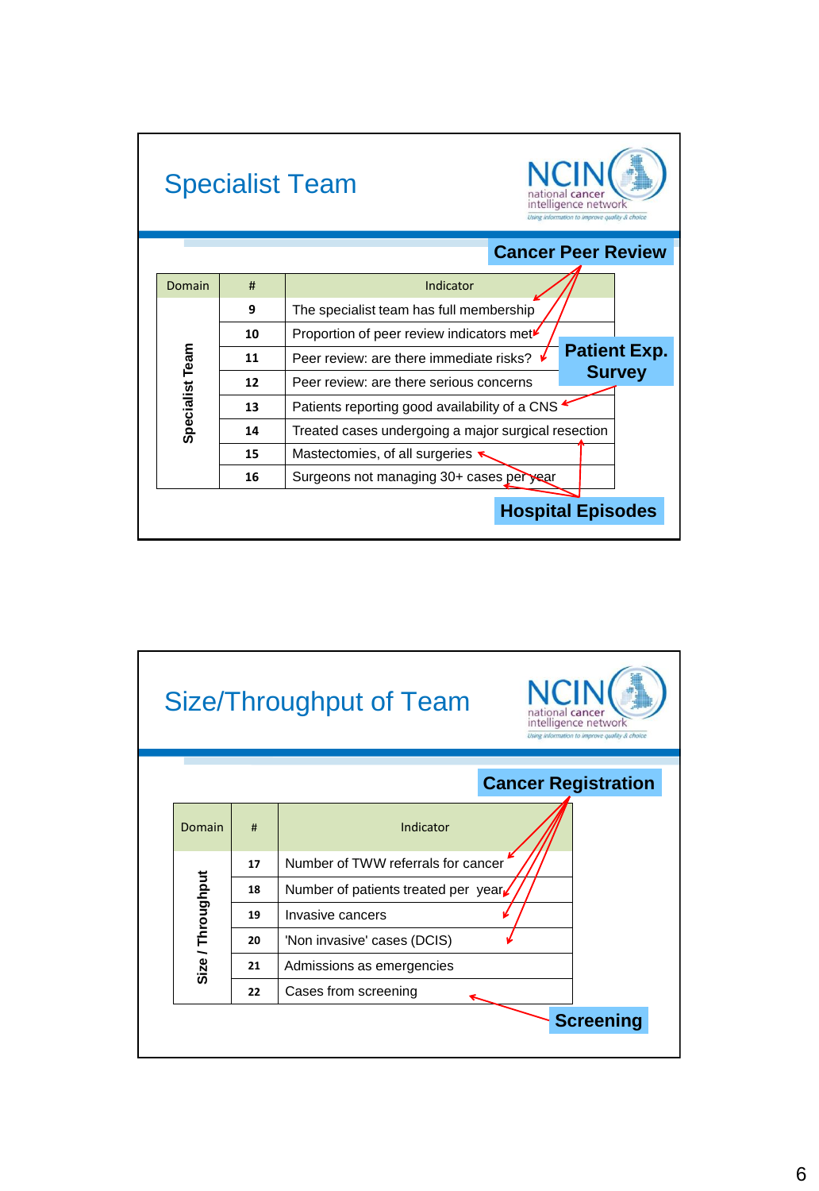## Specialist Team

NCIN national cancer intelligence network — Using information to improve quality & choice

**Cancer Peer Review**

| Domain | # | Indicator |
|---|---|---|
| Specialist Team | 9 | The specialist team has full membership |
| | 10 | Proportion of peer review indicators met |
| | 11 | Peer review: are there immediate risks? |
| | 12 | Peer review: are there serious concerns |
| | 13 | Patients reporting good availability of a CNS |
| | 14 | Treated cases undergoing a major surgical resection |
| | 15 | Mastectomies, of all surgeries |
| | 16 | Surgeons not managing 30+ cases per year |

**Patient Exp. Survey**

**Hospital Episodes**

## Size/Throughput of Team

NCIN national cancer intelligence network — Using information to improve quality & choice

**Cancer Registration**

| Domain | # | Indicator |
|---|---|---|
| Size / Throughput | 17 | Number of TWW referrals for cancer |
| | 18 | Number of patients treated per year |
| | 19 | Invasive cancers |
| | 20 | 'Non invasive' cases (DCIS) |
| | 21 | Admissions as emergencies |
| | 22 | Cases from screening |

**Screening**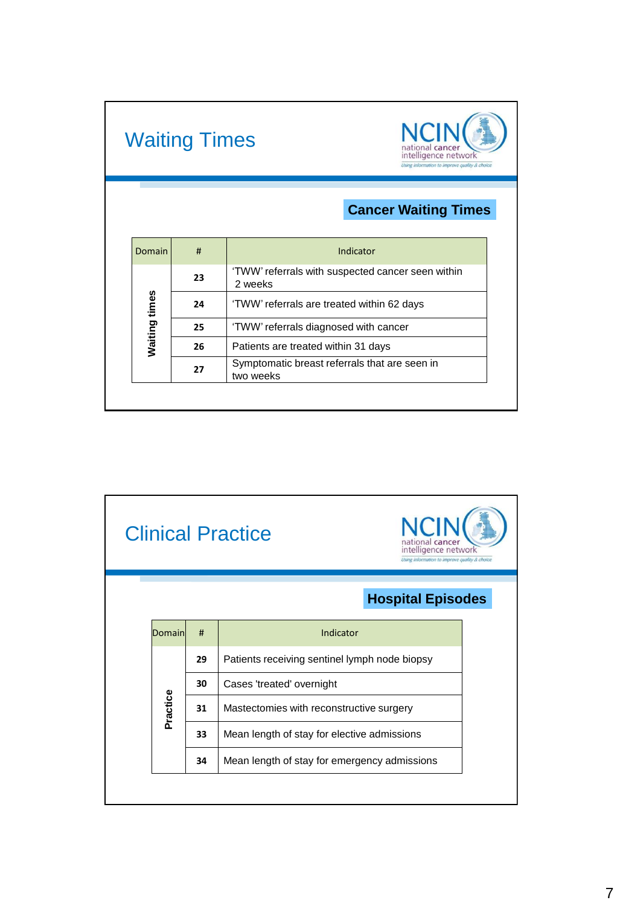# Waiting Times

NCIN national cancer intelligence network
*Using information to improve quality & choice*

## Cancer Waiting Times

| Domain | # | Indicator |
|---|---|---|
| Waiting times | **23** | ‘TWW’ referrals with suspected cancer seen within 2 weeks |
| | **24** | ‘TWW’ referrals are treated within 62 days |
| | **25** | ‘TWW’ referrals diagnosed with cancer |
| | **26** | Patients are treated within 31 days |
| | **27** | Symptomatic breast referrals that are seen in two weeks |

# Clinical Practice

NCIN national cancer intelligence network
*Using information to improve quality & choice*

## Hospital Episodes

| Domain | # | Indicator |
|---|---|---|
| Practice | **29** | Patients receiving sentinel lymph node biopsy |
| | **30** | Cases 'treated' overnight |
| | **31** | Mastectomies with reconstructive surgery |
| | **33** | Mean length of stay for elective admissions |
| | **34** | Mean length of stay for emergency admissions |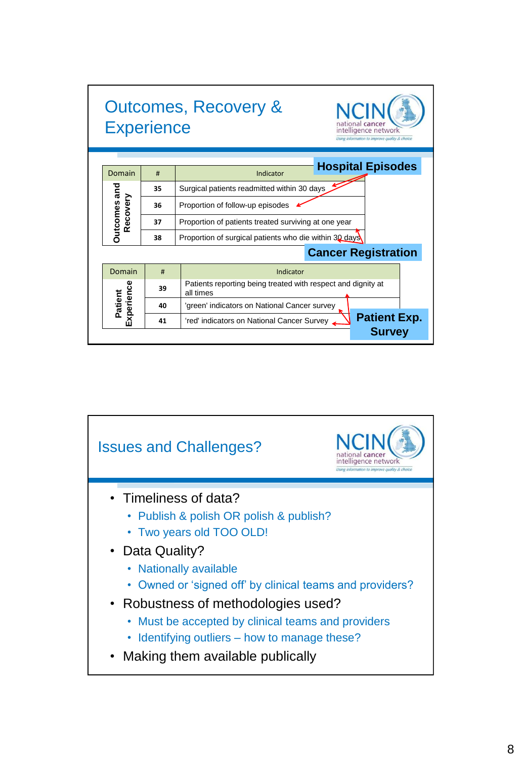## Outcomes, Recovery & Experience

NCIN national cancer intelligence network — Using information to improve quality & choice

**Hospital Episodes**

| Domain | # | Indicator |
|---|---|---|
| Outcomes and Recovery | 35 | Surgical patients readmitted within 30 days |
| | 36 | Proportion of follow-up episodes |
| | 37 | Proportion of patients treated surviving at one year |
| | 38 | Proportion of surgical patients who die within 30 days |

**Cancer Registration**

| Domain | # | Indicator |
|---|---|---|
| Patient Experience | 39 | Patients reporting being treated with respect and dignity at all times |
| | 40 | 'green' indicators on National Cancer survey |
| | 41 | 'red' indicators on National Cancer Survey |

**Patient Exp. Survey**

## Issues and Challenges?

NCIN national cancer intelligence network — Using information to improve quality & choice

- Timeliness of data?
  - Publish & polish OR polish & publish?
  - Two years old TOO OLD!
- Data Quality?
  - Nationally available
  - Owned or 'signed off' by clinical teams and providers?
- Robustness of methodologies used?
  - Must be accepted by clinical teams and providers
  - Identifying outliers – how to manage these?
- Making them available publically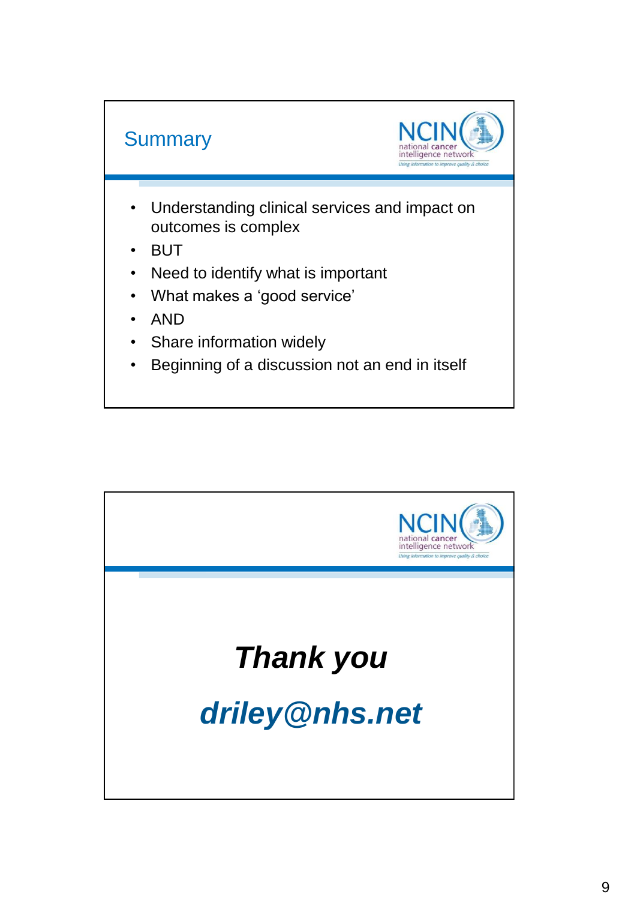## Summary

- Understanding clinical services and impact on outcomes is complex
- BUT
- Need to identify what is important
- What makes a 'good service'
- AND
- Share information widely
- Beginning of a discussion not an end in itself

***Thank you***

***driley@nhs.net***